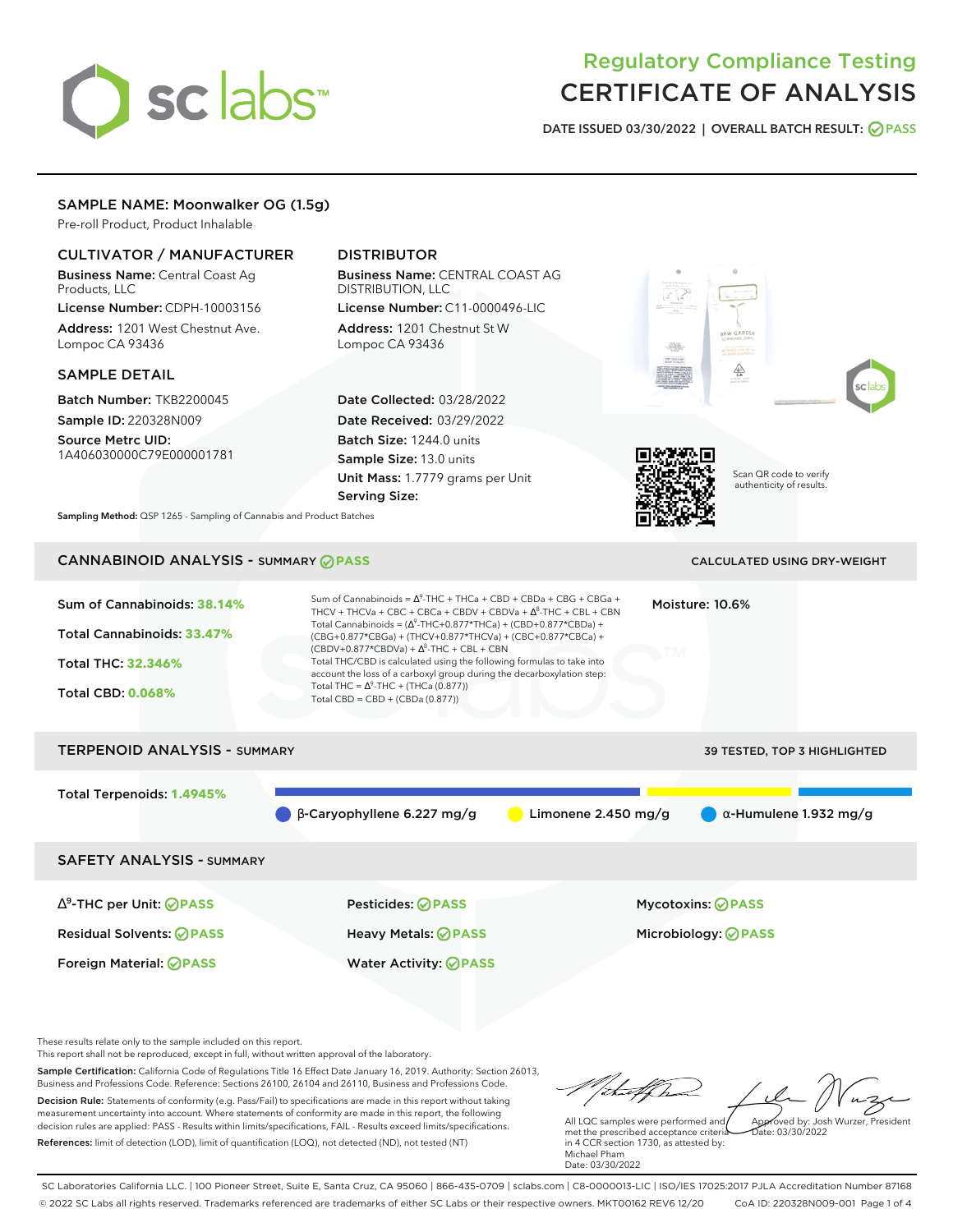# Regulatory Compliance Testing CERTIFICATE OF ANALYSIS

DATE ISSUED 03/30/2022 | OVERALL BATCH RESULT: PASS

## SAMPLE NAME: Moonwalker OG (1.5g)

Pre-roll Product, Product Inhalable

### CULTIVATOR / MANUFACTURER

**Business Name:** Central Coast Ag Products, LLC

**License Number:** CDPH-10003156

**Address:** 1201 West Chestnut Ave. Lompoc CA 93436

### DISTRIBUTOR

**Business Name:** CENTRAL COAST AG DISTRIBUTION, LLC

**License Number:** C11-0000496-LIC

**Address:** 1201 Chestnut St W Lompoc CA 93436

### SAMPLE DETAIL

**Batch Number:** TKB2200045

**Sample ID:** 220328N009

**Source Metrc UID:** 1A406030000C79E000001781

**Date Collected:** 03/28/2022

**Date Received:** 03/29/2022

**Batch Size:** 1244.0 units

**Sample Size:** 13.0 units

**Unit Mass:** 1.7779 grams per Unit

**Serving Size:**

**Sampling Method:** QSP 1265 - Sampling of Cannabis and Product Batches

Scan QR code to verify authenticity of results.

## CANNABINOID ANALYSIS - SUMMARY PASS

CALCULATED USING DRY-WEIGHT

**Sum of Cannabinoids:** 38.14%

**Total Cannabinoids:** 33.47%

**Total THC:** 32.346%

**Total CBD:** 0.068%

Sum of Cannabinoids = $\Delta^9$-THC + THCa + CBD + CBDa + CBG + CBGa + THCV + THCVa + CBC + CBCa + CBDV + CBDVa + $\Delta^8$-THC + CBL + CBN

Total Cannabinoids = ($\Delta^9$-THC+0.877*THCa) + (CBD+0.877*CBDa) + (CBG+0.877*CBGa) + (THCV+0.877*THCVa) + (CBC+0.877*CBCa) + (CBDV+0.877*CBDVa) + $\Delta^8$-THC + CBL + CBN

Total THC/CBD is calculated using the following formulas to take into account the loss of a carboxyl group during the decarboxylation step:

Total THC = $\Delta^9$-THC + (THCa (0.877))

Total CBD = CBD + (CBDa (0.877))

**Moisture:** 10.6%

## TERPENOID ANALYSIS - SUMMARY

39 TESTED, TOP 3 HIGHLIGHTED

**Total Terpenoids:** 1.4945%

- β-Caryophyllene 6.227 mg/g
- Limonene 2.450 mg/g
- α-Humulene 1.932 mg/g

## SAFETY ANALYSIS - SUMMARY

| | | |
|---|---|---|
| $\Delta^9$-THC per Unit: PASS | Pesticides: PASS | Mycotoxins: PASS |
| Residual Solvents: PASS | Heavy Metals: PASS | Microbiology: PASS |
| Foreign Material: PASS | Water Activity: PASS | |

These results relate only to the sample included on this report.

This report shall not be reproduced, except in full, without written approval of the laboratory.

**Sample Certification:** California Code of Regulations Title 16 Effect Date January 16, 2019. Authority: Section 26013, Business and Professions Code. Reference: Sections 26100, 26104 and 26110, Business and Professions Code.

**Decision Rule:** Statements of conformity (e.g. Pass/Fail) to specifications are made in this report without taking measurement uncertainty into account. Where statements of conformity are made in this report, the following decision rules are applied: PASS - Results within limits/specifications, FAIL - Results exceed limits/specifications.

**References:** limit of detection (LOD), limit of quantification (LOQ), not detected (ND), not tested (NT)

All LQC samples were performed and met the prescribed acceptance criteria in 4 CCR section 1730, as attested by: Michael Pham
Date: 03/30/2022

Approved by: Josh Wurzer, President
Date: 03/30/2022

SC Laboratories California LLC. | 100 Pioneer Street, Suite E, Santa Cruz, CA 95060 | 866-435-0709 | sclabs.com | C8-0000013-LIC | ISO/IES 17025:2017 PJLA Accreditation Number 87168

© 2022 SC Labs all rights reserved. Trademarks referenced are trademarks of either SC Labs or their respective owners. MKT00162 REV6 12/20 CoA ID: 220328N009-001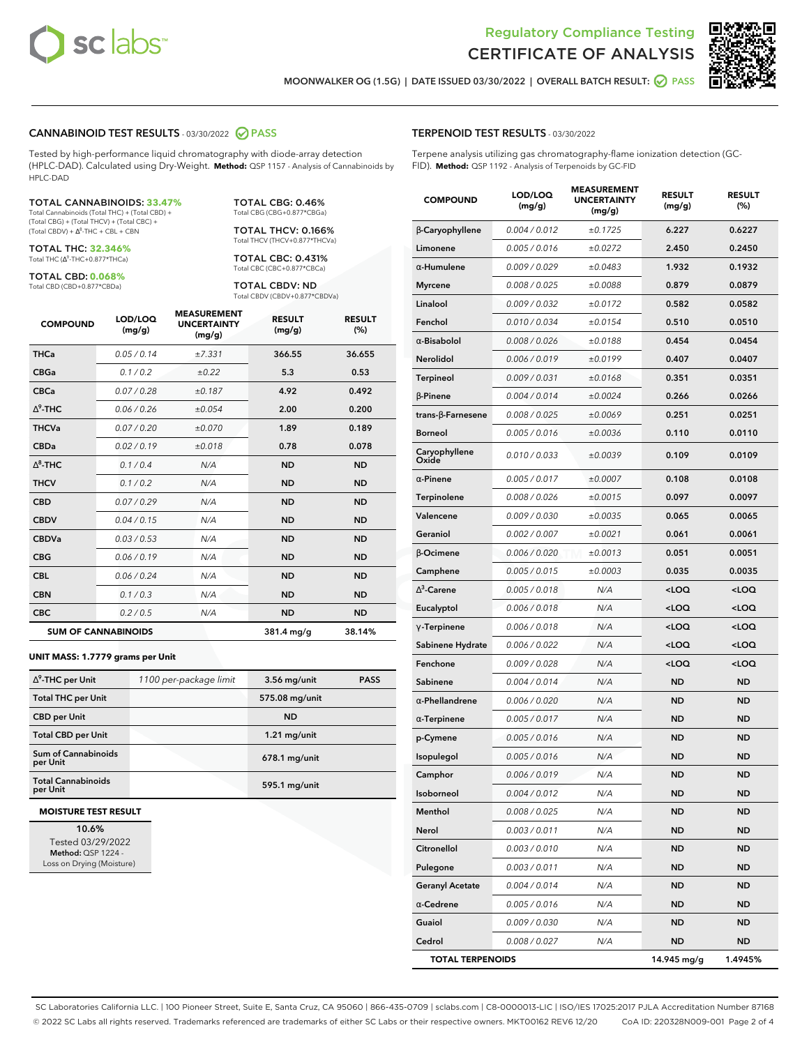# Regulatory Compliance Testing
# CERTIFICATE OF ANALYSIS

MOONWALKER OG (1.5G) | DATE ISSUED 03/30/2022 | OVERALL BATCH RESULT: PASS

## CANNABINOID TEST RESULTS - 03/30/2022 PASS

Tested by high-performance liquid chromatography with diode-array detection (HPLC-DAD). Calculated using Dry-Weight. **Method:** QSP 1157 - Analysis of Cannabinoids by HPLC-DAD

**TOTAL CANNABINOIDS: 33.47%**
Total Cannabinoids (Total THC) + (Total CBD) + (Total CBG) + (Total THCV) + (Total CBC) + (Total CBDV) + $\Delta^8$-THC + CBL + CBN

**TOTAL THC: 32.346%**
Total THC ($\Delta^9$-THC+0.877*THCa)

**TOTAL CBD: 0.068%**
Total CBD (CBD+0.877*CBDa)

**TOTAL CBG: 0.46%**
Total CBG (CBG+0.877*CBGa)

**TOTAL THCV: 0.166%**
Total THCV (THCV+0.877*THCVa)

**TOTAL CBC: 0.431%**
Total CBC (CBC+0.877*CBCa)

**TOTAL CBDV: ND**
Total CBDV (CBDV+0.877*CBDVa)

| COMPOUND | LOD/LOQ (mg/g) | MEASUREMENT UNCERTAINTY (mg/g) | RESULT (mg/g) | RESULT (%) |
|---|---|---|---|---|
| THCa | 0.05 / 0.14 | ±7.331 | 366.55 | 36.655 |
| CBGa | 0.1 / 0.2 | ±0.22 | 5.3 | 0.53 |
| CBCa | 0.07 / 0.28 | ±0.187 | 4.92 | 0.492 |
| $\Delta^9$-THC | 0.06 / 0.26 | ±0.054 | 2.00 | 0.200 |
| THCVa | 0.07 / 0.20 | ±0.070 | 1.89 | 0.189 |
| CBDa | 0.02 / 0.19 | ±0.018 | 0.78 | 0.078 |
| $\Delta^8$-THC | 0.1 / 0.4 | N/A | ND | ND |
| THCV | 0.1 / 0.2 | N/A | ND | ND |
| CBD | 0.07 / 0.29 | N/A | ND | ND |
| CBDV | 0.04 / 0.15 | N/A | ND | ND |
| CBDVa | 0.03 / 0.53 | N/A | ND | ND |
| CBG | 0.06 / 0.19 | N/A | ND | ND |
| CBL | 0.06 / 0.24 | N/A | ND | ND |
| CBN | 0.1 / 0.3 | N/A | ND | ND |
| CBC | 0.2 / 0.5 | N/A | ND | ND |
| **SUM OF CANNABINOIDS** | | | **381.4 mg/g** | **38.14%** |

### UNIT MASS: 1.7779 grams per Unit

| | | | |
|---|---|---|---|
| $\Delta^9$-THC per Unit | 1100 per-package limit | 3.56 mg/unit | PASS |
| Total THC per Unit | | 575.08 mg/unit | |
| CBD per Unit | | ND | |
| Total CBD per Unit | | 1.21 mg/unit | |
| Sum of Cannabinoids per Unit | | 678.1 mg/unit | |
| Total Cannabinoids per Unit | | 595.1 mg/unit | |

### MOISTURE TEST RESULT

**10.6%**
Tested 03/29/2022
**Method:** QSP 1224 - Loss on Drying (Moisture)

## TERPENOID TEST RESULTS - 03/30/2022

Terpene analysis utilizing gas chromatography-flame ionization detection (GC-FID). **Method:** QSP 1192 - Analysis of Terpenoids by GC-FID

| COMPOUND | LOD/LOQ (mg/g) | MEASUREMENT UNCERTAINTY (mg/g) | RESULT (mg/g) | RESULT (%) |
|---|---|---|---|---|
| β-Caryophyllene | 0.004 / 0.012 | ±0.1725 | 6.227 | 0.6227 |
| Limonene | 0.005 / 0.016 | ±0.0272 | 2.450 | 0.2450 |
| α-Humulene | 0.009 / 0.029 | ±0.0483 | 1.932 | 0.1932 |
| Myrcene | 0.008 / 0.025 | ±0.0088 | 0.879 | 0.0879 |
| Linalool | 0.009 / 0.032 | ±0.0172 | 0.582 | 0.0582 |
| Fenchol | 0.010 / 0.034 | ±0.0154 | 0.510 | 0.0510 |
| α-Bisabolol | 0.008 / 0.026 | ±0.0188 | 0.454 | 0.0454 |
| Nerolidol | 0.006 / 0.019 | ±0.0199 | 0.407 | 0.0407 |
| Terpineol | 0.009 / 0.031 | ±0.0168 | 0.351 | 0.0351 |
| β-Pinene | 0.004 / 0.014 | ±0.0024 | 0.266 | 0.0266 |
| trans-β-Farnesene | 0.008 / 0.025 | ±0.0069 | 0.251 | 0.0251 |
| Borneol | 0.005 / 0.016 | ±0.0036 | 0.110 | 0.0110 |
| Caryophyllene Oxide | 0.010 / 0.033 | ±0.0039 | 0.109 | 0.0109 |
| α-Pinene | 0.005 / 0.017 | ±0.0007 | 0.108 | 0.0108 |
| Terpinolene | 0.008 / 0.026 | ±0.0015 | 0.097 | 0.0097 |
| Valencene | 0.009 / 0.030 | ±0.0035 | 0.065 | 0.0065 |
| Geraniol | 0.002 / 0.007 | ±0.0021 | 0.061 | 0.0061 |
| β-Ocimene | 0.006 / 0.020 | ±0.0013 | 0.051 | 0.0051 |
| Camphene | 0.005 / 0.015 | ±0.0003 | 0.035 | 0.0035 |
| $\Delta^3$-Carene | 0.005 / 0.018 | N/A | <LOQ | <LOQ |
| Eucalyptol | 0.006 / 0.018 | N/A | <LOQ | <LOQ |
| γ-Terpinene | 0.006 / 0.018 | N/A | <LOQ | <LOQ |
| Sabinene Hydrate | 0.006 / 0.022 | N/A | <LOQ | <LOQ |
| Fenchone | 0.009 / 0.028 | N/A | <LOQ | <LOQ |
| Sabinene | 0.004 / 0.014 | N/A | ND | ND |
| α-Phellandrene | 0.006 / 0.020 | N/A | ND | ND |
| α-Terpinene | 0.005 / 0.017 | N/A | ND | ND |
| p-Cymene | 0.005 / 0.016 | N/A | ND | ND |
| Isopulegol | 0.005 / 0.016 | N/A | ND | ND |
| Camphor | 0.006 / 0.019 | N/A | ND | ND |
| Isoborneol | 0.004 / 0.012 | N/A | ND | ND |
| Menthol | 0.008 / 0.025 | N/A | ND | ND |
| Nerol | 0.003 / 0.011 | N/A | ND | ND |
| Citronellol | 0.003 / 0.010 | N/A | ND | ND |
| Pulegone | 0.003 / 0.011 | N/A | ND | ND |
| Geranyl Acetate | 0.004 / 0.014 | N/A | ND | ND |
| α-Cedrene | 0.005 / 0.016 | N/A | ND | ND |
| Guaiol | 0.009 / 0.030 | N/A | ND | ND |
| Cedrol | 0.008 / 0.027 | N/A | ND | ND |
| **TOTAL TERPENOIDS** | | | **14.945 mg/g** | **1.4945%** |

SC Laboratories California LLC. | 100 Pioneer Street, Suite E, Santa Cruz, CA 95060 | 866-435-0709 | sclabs.com | C8-0000013-LIC | ISO/IES 17025:2017 PJLA Accreditation Number 87168
© 2022 SC Labs all rights reserved. Trademarks referenced are trademarks of either SC Labs or their respective owners. MKT00162 REV6 12/20 CoA ID: 220328N009-001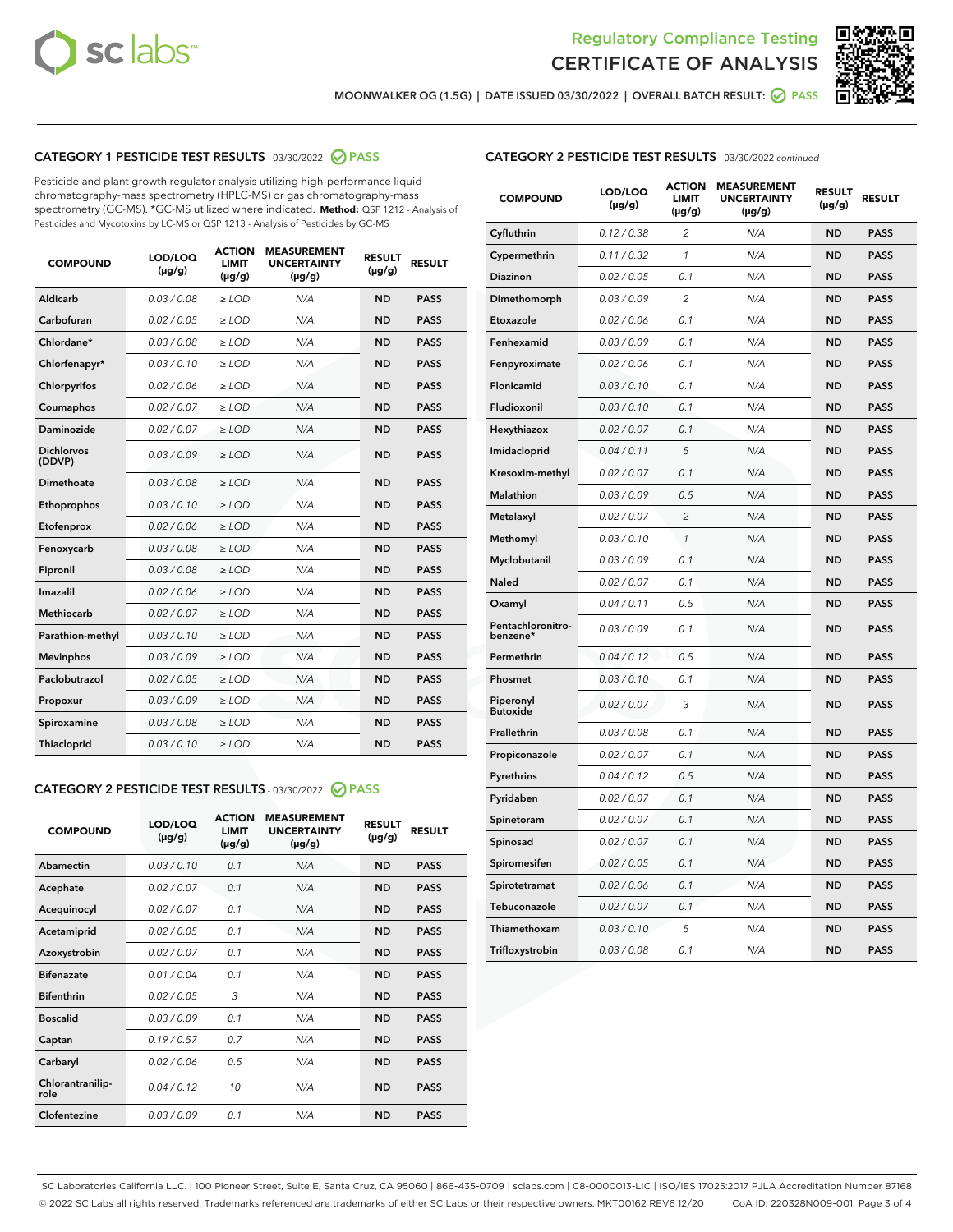# Regulatory Compliance Testing
# CERTIFICATE OF ANALYSIS

MOONWALKER OG (1.5G) | DATE ISSUED 03/30/2022 | OVERALL BATCH RESULT: PASS

## CATEGORY 1 PESTICIDE TEST RESULTS - 03/30/2022 PASS

Pesticide and plant growth regulator analysis utilizing high-performance liquid chromatography-mass spectrometry (HPLC-MS) or gas chromatography-mass spectrometry (GC-MS). *GC-MS utilized where indicated. **Method:** QSP 1212 - Analysis of Pesticides and Mycotoxins by LC-MS or QSP 1213 - Analysis of Pesticides by GC-MS

| COMPOUND | LOD/LOQ (µg/g) | ACTION LIMIT (µg/g) | MEASUREMENT UNCERTAINTY (µg/g) | RESULT (µg/g) | RESULT |
|---|---|---|---|---|---|
| Aldicarb | 0.03 / 0.08 | ≥ LOD | N/A | ND | PASS |
| Carbofuran | 0.02 / 0.05 | ≥ LOD | N/A | ND | PASS |
| Chlordane* | 0.03 / 0.08 | ≥ LOD | N/A | ND | PASS |
| Chlorfenapyr* | 0.03 / 0.10 | ≥ LOD | N/A | ND | PASS |
| Chlorpyrifos | 0.02 / 0.06 | ≥ LOD | N/A | ND | PASS |
| Coumaphos | 0.02 / 0.07 | ≥ LOD | N/A | ND | PASS |
| Daminozide | 0.02 / 0.07 | ≥ LOD | N/A | ND | PASS |
| Dichlorvos (DDVP) | 0.03 / 0.09 | ≥ LOD | N/A | ND | PASS |
| Dimethoate | 0.03 / 0.08 | ≥ LOD | N/A | ND | PASS |
| Ethoprophos | 0.03 / 0.10 | ≥ LOD | N/A | ND | PASS |
| Etofenprox | 0.02 / 0.06 | ≥ LOD | N/A | ND | PASS |
| Fenoxycarb | 0.03 / 0.08 | ≥ LOD | N/A | ND | PASS |
| Fipronil | 0.03 / 0.08 | ≥ LOD | N/A | ND | PASS |
| Imazalil | 0.02 / 0.06 | ≥ LOD | N/A | ND | PASS |
| Methiocarb | 0.02 / 0.07 | ≥ LOD | N/A | ND | PASS |
| Parathion-methyl | 0.03 / 0.10 | ≥ LOD | N/A | ND | PASS |
| Mevinphos | 0.03 / 0.09 | ≥ LOD | N/A | ND | PASS |
| Paclobutrazol | 0.02 / 0.05 | ≥ LOD | N/A | ND | PASS |
| Propoxur | 0.03 / 0.09 | ≥ LOD | N/A | ND | PASS |
| Spiroxamine | 0.03 / 0.08 | ≥ LOD | N/A | ND | PASS |
| Thiacloprid | 0.03 / 0.10 | ≥ LOD | N/A | ND | PASS |

## CATEGORY 2 PESTICIDE TEST RESULTS - 03/30/2022 PASS

| COMPOUND | LOD/LOQ (µg/g) | ACTION LIMIT (µg/g) | MEASUREMENT UNCERTAINTY (µg/g) | RESULT (µg/g) | RESULT |
|---|---|---|---|---|---|
| Abamectin | 0.03 / 0.10 | 0.1 | N/A | ND | PASS |
| Acephate | 0.02 / 0.07 | 0.1 | N/A | ND | PASS |
| Acequinocyl | 0.02 / 0.07 | 0.1 | N/A | ND | PASS |
| Acetamiprid | 0.02 / 0.05 | 0.1 | N/A | ND | PASS |
| Azoxystrobin | 0.02 / 0.07 | 0.1 | N/A | ND | PASS |
| Bifenazate | 0.01 / 0.04 | 0.1 | N/A | ND | PASS |
| Bifenthrin | 0.02 / 0.05 | 3 | N/A | ND | PASS |
| Boscalid | 0.03 / 0.09 | 0.1 | N/A | ND | PASS |
| Captan | 0.19 / 0.57 | 0.7 | N/A | ND | PASS |
| Carbaryl | 0.02 / 0.06 | 0.5 | N/A | ND | PASS |
| Chlorantraniliprole | 0.04 / 0.12 | 10 | N/A | ND | PASS |
| Clofentezine | 0.03 / 0.09 | 0.1 | N/A | ND | PASS |
| Cyfluthrin | 0.12 / 0.38 | 2 | N/A | ND | PASS |
| Cypermethrin | 0.11 / 0.32 | 1 | N/A | ND | PASS |
| Diazinon | 0.02 / 0.05 | 0.1 | N/A | ND | PASS |
| Dimethomorph | 0.03 / 0.09 | 2 | N/A | ND | PASS |
| Etoxazole | 0.02 / 0.06 | 0.1 | N/A | ND | PASS |
| Fenhexamid | 0.03 / 0.09 | 0.1 | N/A | ND | PASS |
| Fenpyroximate | 0.02 / 0.06 | 0.1 | N/A | ND | PASS |
| Flonicamid | 0.03 / 0.10 | 0.1 | N/A | ND | PASS |
| Fludioxonil | 0.03 / 0.10 | 0.1 | N/A | ND | PASS |
| Hexythiazox | 0.02 / 0.07 | 0.1 | N/A | ND | PASS |
| Imidacloprid | 0.04 / 0.11 | 5 | N/A | ND | PASS |
| Kresoxim-methyl | 0.02 / 0.07 | 0.1 | N/A | ND | PASS |
| Malathion | 0.03 / 0.09 | 0.5 | N/A | ND | PASS |
| Metalaxyl | 0.02 / 0.07 | 2 | N/A | ND | PASS |
| Methomyl | 0.03 / 0.10 | 1 | N/A | ND | PASS |
| Myclobutanil | 0.03 / 0.09 | 0.1 | N/A | ND | PASS |
| Naled | 0.02 / 0.07 | 0.1 | N/A | ND | PASS |
| Oxamyl | 0.04 / 0.11 | 0.5 | N/A | ND | PASS |
| Pentachloronitrobenzene* | 0.03 / 0.09 | 0.1 | N/A | ND | PASS |
| Permethrin | 0.04 / 0.12 | 0.5 | N/A | ND | PASS |
| Phosmet | 0.03 / 0.10 | 0.1 | N/A | ND | PASS |
| Piperonyl Butoxide | 0.02 / 0.07 | 3 | N/A | ND | PASS |
| Prallethrin | 0.03 / 0.08 | 0.1 | N/A | ND | PASS |
| Propiconazole | 0.02 / 0.07 | 0.1 | N/A | ND | PASS |
| Pyrethrins | 0.04 / 0.12 | 0.5 | N/A | ND | PASS |
| Pyridaben | 0.02 / 0.07 | 0.1 | N/A | ND | PASS |
| Spinetoram | 0.02 / 0.07 | 0.1 | N/A | ND | PASS |
| Spinosad | 0.02 / 0.07 | 0.1 | N/A | ND | PASS |
| Spiromesifen | 0.02 / 0.05 | 0.1 | N/A | ND | PASS |
| Spirotetramat | 0.02 / 0.06 | 0.1 | N/A | ND | PASS |
| Tebuconazole | 0.02 / 0.07 | 0.1 | N/A | ND | PASS |
| Thiamethoxam | 0.03 / 0.10 | 5 | N/A | ND | PASS |
| Trifloxystrobin | 0.03 / 0.08 | 0.1 | N/A | ND | PASS |

SC Laboratories California LLC. | 100 Pioneer Street, Suite E, Santa Cruz, CA 95060 | 866-435-0709 | sclabs.com | C8-0000013-LIC | ISO/IES 17025:2017 PJLA Accreditation Number 87168
© 2022 SC Labs all rights reserved. Trademarks referenced are trademarks of either SC Labs or their respective owners. MKT00162 REV6 12/20 CoA ID: 220328N009-001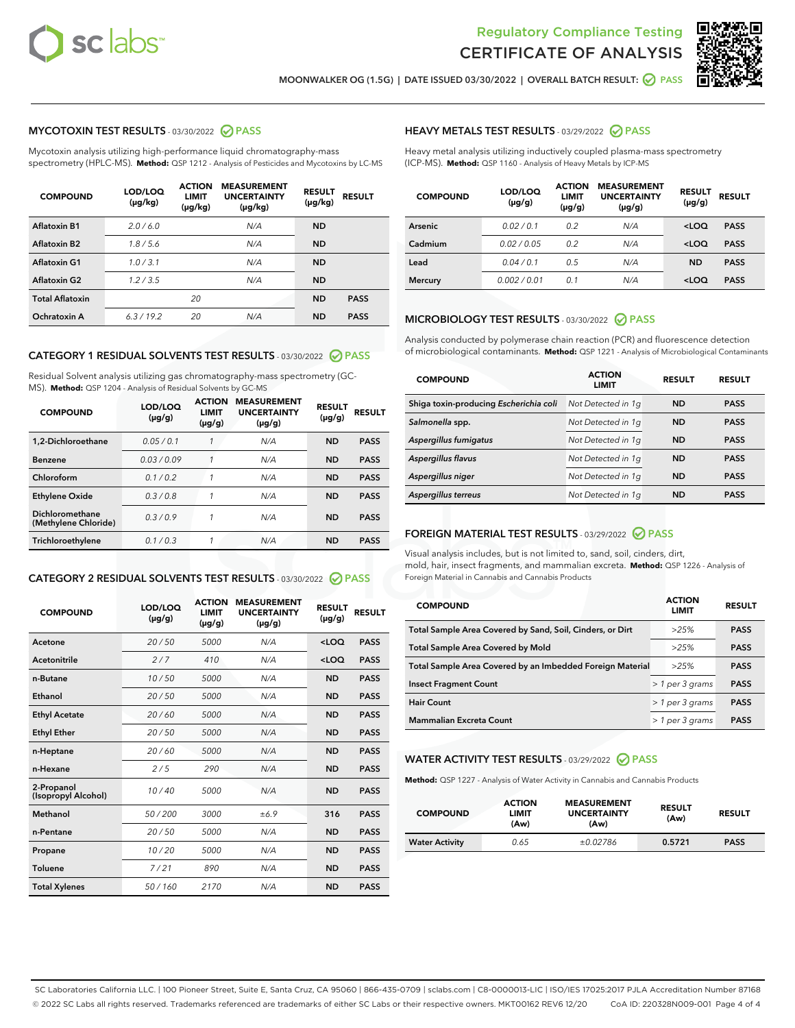# Regulatory Compliance Testing
# CERTIFICATE OF ANALYSIS

MOONWALKER OG (1.5G) | DATE ISSUED 03/30/2022 | OVERALL BATCH RESULT: PASS

## MYCOTOXIN TEST RESULTS - 03/30/2022 PASS

Mycotoxin analysis utilizing high-performance liquid chromatography-mass spectrometry (HPLC-MS). **Method:** QSP 1212 - Analysis of Pesticides and Mycotoxins by LC-MS

| COMPOUND | LOD/LOQ (µg/kg) | ACTION LIMIT (µg/kg) | MEASUREMENT UNCERTAINTY (µg/kg) | RESULT (µg/kg) | RESULT |
|---|---|---|---|---|---|
| Aflatoxin B1 | 2.0 / 6.0 | | N/A | ND | |
| Aflatoxin B2 | 1.8 / 5.6 | | N/A | ND | |
| Aflatoxin G1 | 1.0 / 3.1 | | N/A | ND | |
| Aflatoxin G2 | 1.2 / 3.5 | | N/A | ND | |
| Total Aflatoxin | | 20 | | ND | PASS |
| Ochratoxin A | 6.3 / 19.2 | 20 | N/A | ND | PASS |

## CATEGORY 1 RESIDUAL SOLVENTS TEST RESULTS - 03/30/2022 PASS

Residual Solvent analysis utilizing gas chromatography-mass spectrometry (GC-MS). **Method:** QSP 1204 - Analysis of Residual Solvents by GC-MS

| COMPOUND | LOD/LOQ (µg/g) | ACTION LIMIT (µg/g) | MEASUREMENT UNCERTAINTY (µg/g) | RESULT (µg/g) | RESULT |
|---|---|---|---|---|---|
| 1,2-Dichloroethane | 0.05 / 0.1 | 1 | N/A | ND | PASS |
| Benzene | 0.03 / 0.09 | 1 | N/A | ND | PASS |
| Chloroform | 0.1 / 0.2 | 1 | N/A | ND | PASS |
| Ethylene Oxide | 0.3 / 0.8 | 1 | N/A | ND | PASS |
| Dichloromethane (Methylene Chloride) | 0.3 / 0.9 | 1 | N/A | ND | PASS |
| Trichloroethylene | 0.1 / 0.3 | 1 | N/A | ND | PASS |

## CATEGORY 2 RESIDUAL SOLVENTS TEST RESULTS - 03/30/2022 PASS

| COMPOUND | LOD/LOQ (µg/g) | ACTION LIMIT (µg/g) | MEASUREMENT UNCERTAINTY (µg/g) | RESULT (µg/g) | RESULT |
|---|---|---|---|---|---|
| Acetone | 20 / 50 | 5000 | N/A | <LOQ | PASS |
| Acetonitrile | 2 / 7 | 410 | N/A | <LOQ | PASS |
| n-Butane | 10 / 50 | 5000 | N/A | ND | PASS |
| Ethanol | 20 / 50 | 5000 | N/A | ND | PASS |
| Ethyl Acetate | 20 / 60 | 5000 | N/A | ND | PASS |
| Ethyl Ether | 20 / 50 | 5000 | N/A | ND | PASS |
| n-Heptane | 20 / 60 | 5000 | N/A | ND | PASS |
| n-Hexane | 2 / 5 | 290 | N/A | ND | PASS |
| 2-Propanol (Isopropyl Alcohol) | 10 / 40 | 5000 | N/A | ND | PASS |
| Methanol | 50 / 200 | 3000 | ±6.9 | 316 | PASS |
| n-Pentane | 20 / 50 | 5000 | N/A | ND | PASS |
| Propane | 10 / 20 | 5000 | N/A | ND | PASS |
| Toluene | 7 / 21 | 890 | N/A | ND | PASS |
| Total Xylenes | 50 / 160 | 2170 | N/A | ND | PASS |

## HEAVY METALS TEST RESULTS - 03/29/2022 PASS

Heavy metal analysis utilizing inductively coupled plasma-mass spectrometry (ICP-MS). **Method:** QSP 1160 - Analysis of Heavy Metals by ICP-MS

| COMPOUND | LOD/LOQ (µg/g) | ACTION LIMIT (µg/g) | MEASUREMENT UNCERTAINTY (µg/g) | RESULT (µg/g) | RESULT |
|---|---|---|---|---|---|
| Arsenic | 0.02 / 0.1 | 0.2 | N/A | <LOQ | PASS |
| Cadmium | 0.02 / 0.05 | 0.2 | N/A | <LOQ | PASS |
| Lead | 0.04 / 0.1 | 0.5 | N/A | ND | PASS |
| Mercury | 0.002 / 0.01 | 0.1 | N/A | <LOQ | PASS |

## MICROBIOLOGY TEST RESULTS - 03/30/2022 PASS

Analysis conducted by polymerase chain reaction (PCR) and fluorescence detection of microbiological contaminants. **Method:** QSP 1221 - Analysis of Microbiological Contaminants

| COMPOUND | ACTION LIMIT | RESULT | RESULT |
|---|---|---|---|
| Shiga toxin-producing *Escherichia coli* | Not Detected in 1g | ND | PASS |
| *Salmonella* spp. | Not Detected in 1g | ND | PASS |
| *Aspergillus fumigatus* | Not Detected in 1g | ND | PASS |
| *Aspergillus flavus* | Not Detected in 1g | ND | PASS |
| *Aspergillus niger* | Not Detected in 1g | ND | PASS |
| *Aspergillus terreus* | Not Detected in 1g | ND | PASS |

## FOREIGN MATERIAL TEST RESULTS - 03/29/2022 PASS

Visual analysis includes, but is not limited to, sand, soil, cinders, dirt, mold, hair, insect fragments, and mammalian excreta. **Method:** QSP 1226 - Analysis of Foreign Material in Cannabis and Cannabis Products

| COMPOUND | ACTION LIMIT | RESULT |
|---|---|---|
| Total Sample Area Covered by Sand, Soil, Cinders, or Dirt | >25% | PASS |
| Total Sample Area Covered by Mold | >25% | PASS |
| Total Sample Area Covered by an Imbedded Foreign Material | >25% | PASS |
| Insect Fragment Count | > 1 per 3 grams | PASS |
| Hair Count | > 1 per 3 grams | PASS |
| Mammalian Excreta Count | > 1 per 3 grams | PASS |

## WATER ACTIVITY TEST RESULTS - 03/29/2022 PASS

**Method:** QSP 1227 - Analysis of Water Activity in Cannabis and Cannabis Products

| COMPOUND | ACTION LIMIT (Aw) | MEASUREMENT UNCERTAINTY (Aw) | RESULT (Aw) | RESULT |
|---|---|---|---|---|
| Water Activity | 0.65 | ±0.02786 | 0.5721 | PASS |

SC Laboratories California LLC. | 100 Pioneer Street, Suite E, Santa Cruz, CA 95060 | 866-435-0709 | sclabs.com | C8-0000013-LIC | ISO/IES 17025:2017 PJLA Accreditation Number 87168
© 2022 SC Labs all rights reserved. Trademarks referenced are trademarks of either SC Labs or their respective owners. MKT00162 REV6 12/20 CoA ID: 220328N009-001